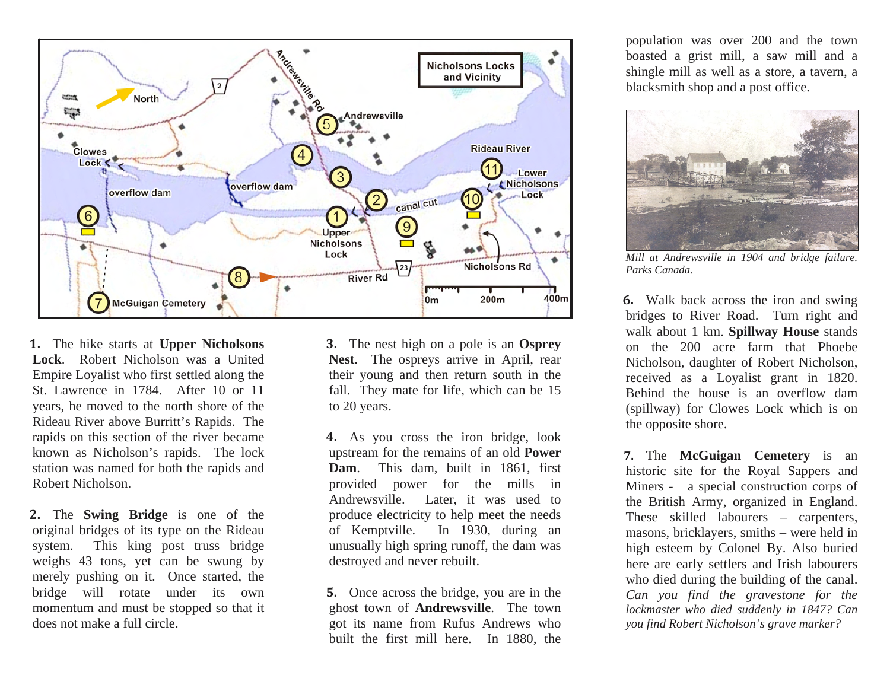Nicholsons Locks and Vicinity

**1.** The hike starts at **Upper Nicholsons Lock**. Robert Nicholson was a United Empire Loyalist who first settled along the St. Lawrence in 1784. After 10 or 11 years, he moved to the north shore of the Rideau River above Burritt's Rapids. The rapids on this section of the river became known as Nicholson's rapids. The lock station was named for both the rapids and Robert Nicholson.

**2.** The **Swing Bridge** is one of the original bridges of its type on the Rideau system. This king post truss bridge weighs 43 tons, yet can be swung by merely pushing on it. Once started, the bridge will rotate under its own momentum and must be stopped so that it does not make a full circle.

**3.** The nest high on a pole is an **Osprey Nest**. The ospreys arrive in April, rear their young and then return south in the fall. They mate for life, which can be 15 to 20 years.

**4.** As you cross the iron bridge, look upstream for the remains of an old **Power Dam**. This dam, built in 1861, first provided power for the mills in Andrewsville. Later, it was used to produce electricity to help meet the needs of Kemptville. In 1930, during an unusually high spring runoff, the dam was destroyed and never rebuilt.

**5.** Once across the bridge, you are in the ghost town of **Andrewsville**. The town got its name from Rufus Andrews who built the first mill here. In 1880, the population was over 200 and the town boasted a grist mill, a saw mill and a shingle mill as well as a store, a tavern, a blacksmith shop and a post office.

*Mill at Andrewsville in 1904 and bridge failure. Parks Canada.*

**6.** Walk back across the iron and swing bridges to River Road. Turn right and walk about 1 km. **Spillway House** stands on the 200 acre farm that Phoebe Nicholson, daughter of Robert Nicholson, received as a Loyalist grant in 1820. Behind the house is an overflow dam (spillway) for Clowes Lock which is on the opposite shore.

**7.** The **McGuigan Cemetery** is an historic site for the Royal Sappers and Miners - a special construction corps of the British Army, organized in England. These skilled labourers – carpenters, masons, bricklayers, smiths – were held in high esteem by Colonel By. Also buried here are early settlers and Irish labourers who died during the building of the canal. *Can you find the gravestone for the lockmaster who died suddenly in 1847? Can you find Robert Nicholson's grave marker?*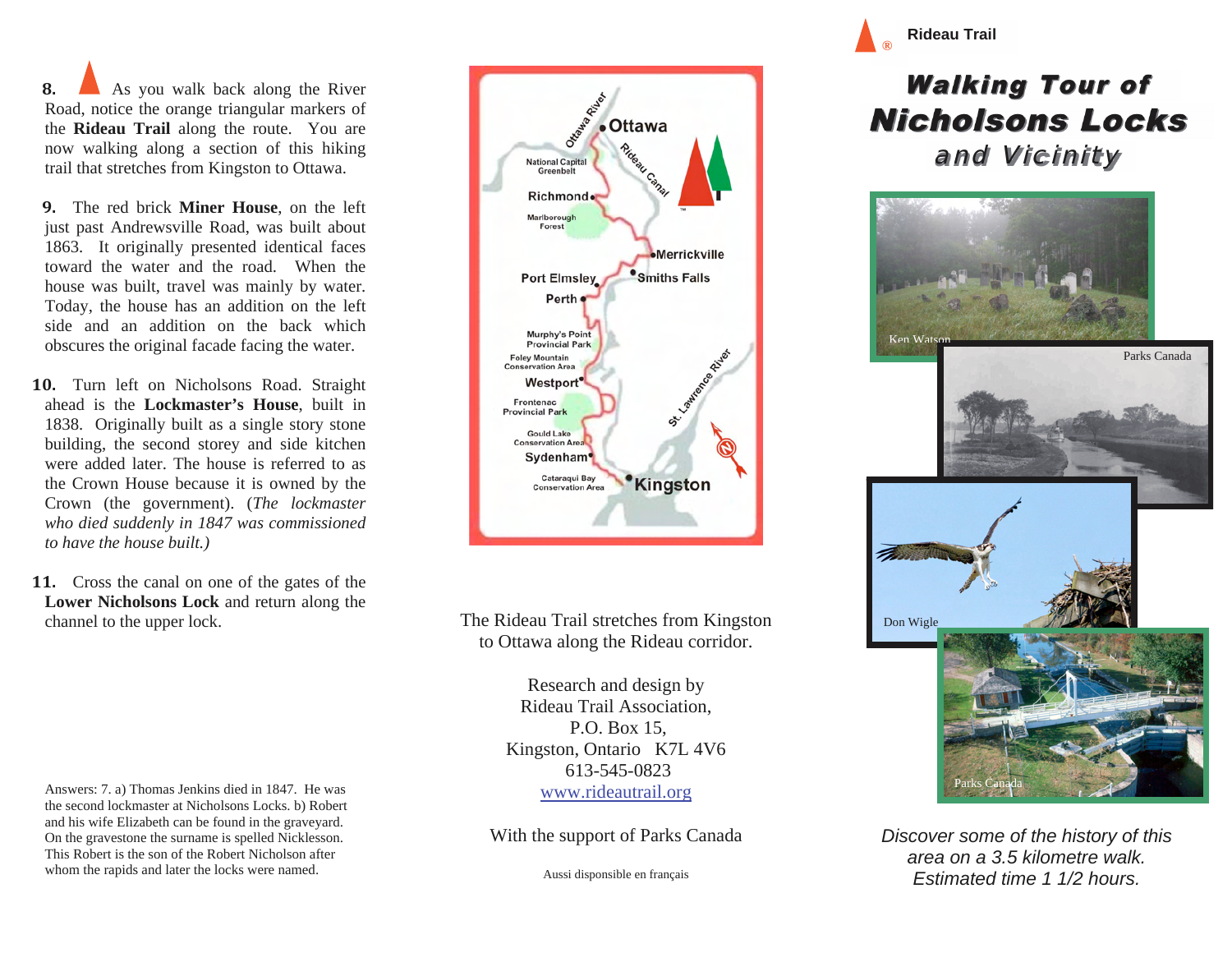**8.** As you walk back along the River Road, notice the orange triangular markers of the **Rideau Trail** along the route. You are now walking along a section of this hiking trail that stretches from Kingston to Ottawa.

**9.** The red brick **Miner House**, on the left just past Andrewsville Road, was built about 1863. It originally presented identical faces toward the water and the road. When the house was built, travel was mainly by water. Today, the house has an addition on the left side and an addition on the back which obscures the original facade facing the water.

**10.** Turn left on Nicholsons Road. Straight ahead is the **Lockmaster's House**, built in 1838. Originally built as a single story stone building, the second storey and side kitchen were added later. The house is referred to as the Crown House because it is owned by the Crown (the government). (*The lockmaster who died suddenly in 1847 was commissioned to have the house built.)*

**11.** Cross the canal on one of the gates of the **Lower Nicholsons Lock** and return along the channel to the upper lock.

Answers: 7. a) Thomas Jenkins died in 1847. He was the second lockmaster at Nicholsons Locks. b) Robert and his wife Elizabeth can be found in the graveyard. On the gravestone the surname is spelled Nicklesson. This Robert is the son of the Robert Nicholson after whom the rapids and later the locks were named.

Ottawa River
Ottawa
Rideau Canal
National Capital Greenbelt
Richmond
Marlborough Forest
Merrickville
Smiths Falls
Port Elmsley
Perth
Murphy's Point Provincial Park
Foley Mountain Conservation Area
Westport
Frontenac Provincial Park
St. Lawrence River
Gould Lake Conservation Area
Sydenham
Cataraqui Bay Conservation Area
Kingston

The Rideau Trail stretches from Kingston to Ottawa along the Rideau corridor.

Research and design by
Rideau Trail Association,
P.O. Box 15,
Kingston, Ontario K7L 4V6
613-545-0823
www.rideautrail.org

With the support of Parks Canada

Aussi disponsible en français

Rideau Trail ®

# Walking Tour of Nicholsons Locks and Vicinity

Ken Watson

Parks Canada

Don Wigle

Parks Canada

*Discover some of the history of this area on a 3.5 kilometre walk. Estimated time 1 1/2 hours.*